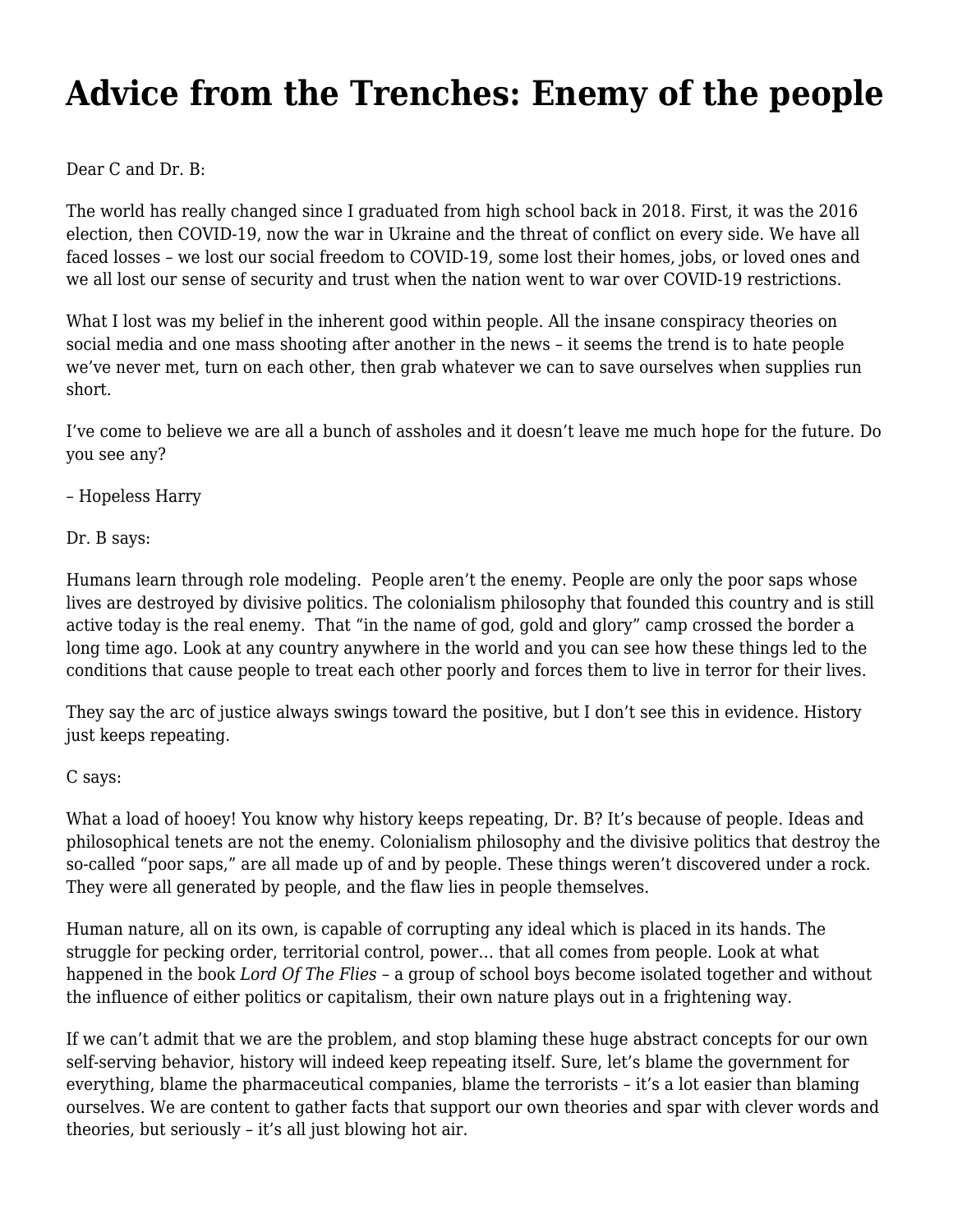# Advice from the Trenches: Enemy of the people

Dear C and Dr. B:

The world has really changed since I graduated from high school back in 2018. First, it was the 2016 election, then COVID-19, now the war in Ukraine and the threat of conflict on every side. We have all faced losses – we lost our social freedom to COVID-19, some lost their homes, jobs, or loved ones and we all lost our sense of security and trust when the nation went to war over COVID-19 restrictions.

What I lost was my belief in the inherent good within people. All the insane conspiracy theories on social media and one mass shooting after another in the news – it seems the trend is to hate people we've never met, turn on each other, then grab whatever we can to save ourselves when supplies run short.

I've come to believe we are all a bunch of assholes and it doesn't leave me much hope for the future. Do you see any?

– Hopeless Harry

Dr. B says:

Humans learn through role modeling. People aren't the enemy. People are only the poor saps whose lives are destroyed by divisive politics. The colonialism philosophy that founded this country and is still active today is the real enemy. That "in the name of god, gold and glory" camp crossed the border a long time ago. Look at any country anywhere in the world and you can see how these things led to the conditions that cause people to treat each other poorly and forces them to live in terror for their lives.

They say the arc of justice always swings toward the positive, but I don't see this in evidence. History just keeps repeating.

C says:

What a load of hooey! You know why history keeps repeating, Dr. B? It's because of people. Ideas and philosophical tenets are not the enemy. Colonialism philosophy and the divisive politics that destroy the so-called "poor saps," are all made up of and by people. These things weren't discovered under a rock. They were all generated by people, and the flaw lies in people themselves.

Human nature, all on its own, is capable of corrupting any ideal which is placed in its hands. The struggle for pecking order, territorial control, power… that all comes from people. Look at what happened in the book *Lord Of The Flies* – a group of school boys become isolated together and without the influence of either politics or capitalism, their own nature plays out in a frightening way.

If we can't admit that we are the problem, and stop blaming these huge abstract concepts for our own self-serving behavior, history will indeed keep repeating itself. Sure, let's blame the government for everything, blame the pharmaceutical companies, blame the terrorists – it's a lot easier than blaming ourselves. We are content to gather facts that support our own theories and spar with clever words and theories, but seriously – it's all just blowing hot air.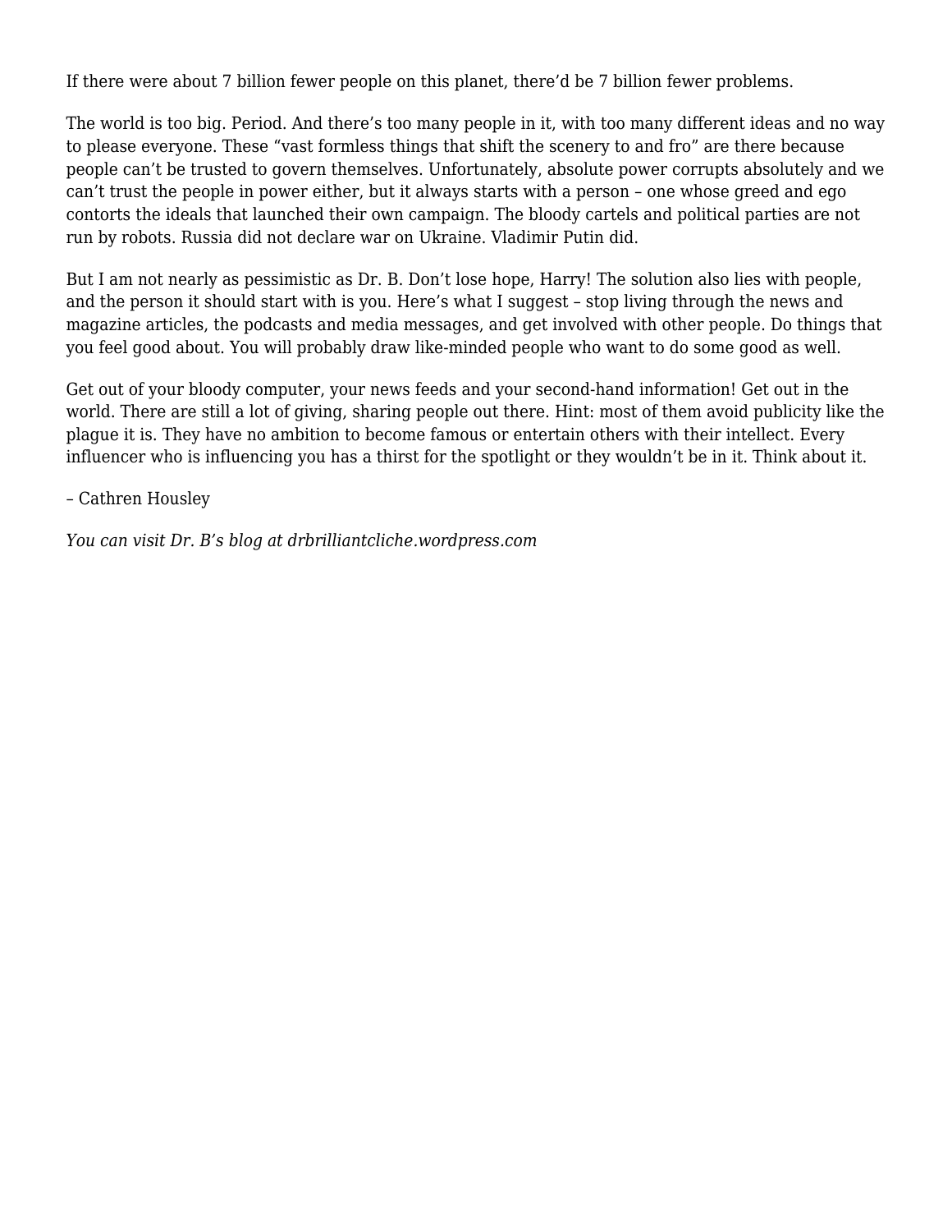If there were about 7 billion fewer people on this planet, there'd be 7 billion fewer problems.

The world is too big. Period. And there's too many people in it, with too many different ideas and no way to please everyone. These "vast formless things that shift the scenery to and fro" are there because people can't be trusted to govern themselves. Unfortunately, absolute power corrupts absolutely and we can't trust the people in power either, but it always starts with a person – one whose greed and ego contorts the ideals that launched their own campaign. The bloody cartels and political parties are not run by robots. Russia did not declare war on Ukraine. Vladimir Putin did.

But I am not nearly as pessimistic as Dr. B. Don't lose hope, Harry! The solution also lies with people, and the person it should start with is you. Here's what I suggest – stop living through the news and magazine articles, the podcasts and media messages, and get involved with other people. Do things that you feel good about. You will probably draw like-minded people who want to do some good as well.

Get out of your bloody computer, your news feeds and your second-hand information! Get out in the world. There are still a lot of giving, sharing people out there. Hint: most of them avoid publicity like the plague it is. They have no ambition to become famous or entertain others with their intellect. Every influencer who is influencing you has a thirst for the spotlight or they wouldn't be in it. Think about it.

– Cathren Housley

*You can visit Dr. B's blog at drbrilliantcliche.wordpress.com*